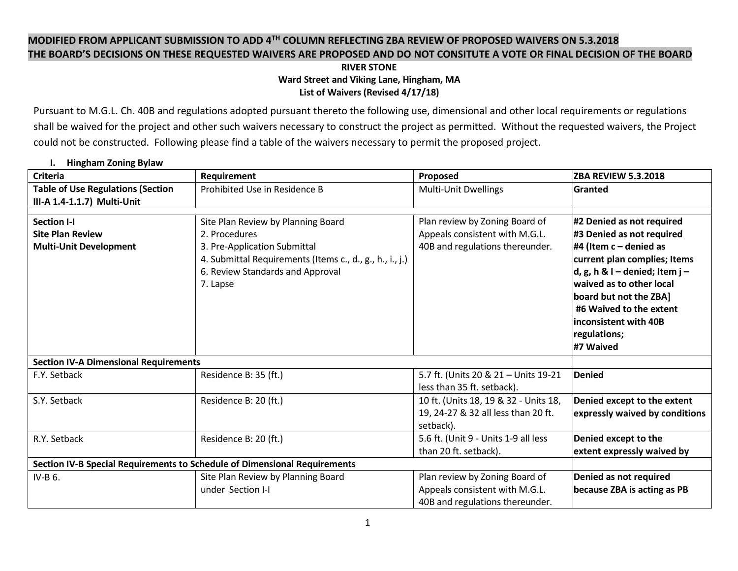**MODIFIED FROM APPLICANT SUBMISSION TO ADD 4[TH] COLUMN REFLECTING ZBA REVIEW OF PROPOSED WAIVERS ON 5.3.2018**

**THE BOARD'S DECISIONS ON THESE REQUESTED WAIVERS ARE PROPOSED AND DO NOT CONSITUTE A VOTE OR FINAL DECISION OF THE BOARD**

**RIVER STONE**

**Ward Street and Viking Lane, Hingham, MA**

**List of Waivers (Revised 4/17/18)**

Pursuant to M.G.L. Ch. 40B and regulations adopted pursuant thereto the following use, dimensional and other local requirements or regulations shall be waived for the project and other such waivers necessary to construct the project as permitted. Without the requested waivers, the Project could not be constructed. Following please find a table of the waivers necessary to permit the proposed project.

## I. Hingham Zoning Bylaw

| Criteria | Requirement | Proposed | ZBA REVIEW 5.3.2018 |
|---|---|---|---|
| **Table of Use Regulations (Section III-A 1.4-1.1.7) Multi-Unit** | Prohibited Use in Residence B | Multi-Unit Dwellings | **Granted** |
| | | | |
| **Section I-I<br>Site Plan Review<br>Multi-Unit Development** | Site Plan Review by Planning Board<br>2. Procedures<br>3. Pre-Application Submittal<br>4. Submittal Requirements (Items c., d., g., h., i., j.)<br>6. Review Standards and Approval<br>7. Lapse | Plan review by Zoning Board of Appeals consistent with M.G.L. 40B and regulations thereunder. | **#2 Denied as not required<br>#3 Denied as not required<br>#4 (Item c – denied as current plan complies; Items d, g, h & I – denied; Item j – waived as to other local board but not the ZBA]<br>#6 Waived to the extent inconsistent with 40B regulations;<br>#7 Waived** |
| **Section IV-A Dimensional Requirements** | | | |
| F.Y. Setback | Residence B: 35 (ft.) | 5.7 ft. (Units 20 & 21 – Units 19-21 less than 35 ft. setback). | **Denied** |
| S.Y. Setback | Residence B: 20 (ft.) | 10 ft. (Units 18, 19 & 32 - Units 18, 19, 24-27 & 32 all less than 20 ft. setback). | **Denied except to the extent expressly waived by conditions** |
| R.Y. Setback | Residence B: 20 (ft.) | 5.6 ft. (Unit 9 - Units 1-9 all less than 20 ft. setback). | **Denied except to the extent expressly waived by** |
| **Section IV-B Special Requirements to Schedule of Dimensional Requirements** | | | |
| IV-B 6. | Site Plan Review by Planning Board under Section I-I | Plan review by Zoning Board of Appeals consistent with M.G.L. 40B and regulations thereunder. | **Denied as not required because ZBA is acting as PB** |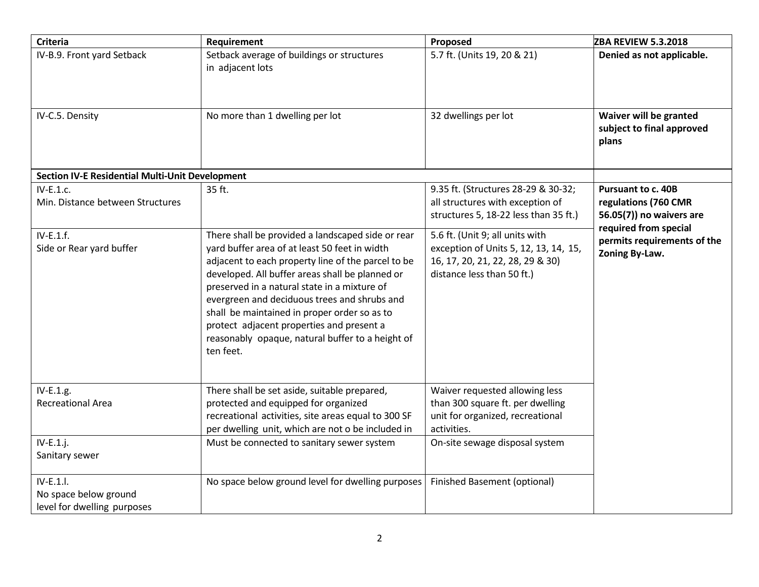| Criteria | Requirement | Proposed | ZBA REVIEW 5.3.2018 |
|---|---|---|---|
| IV-B.9. Front yard Setback | Setback average of buildings or structures in adjacent lots | 5.7 ft. (Units 19, 20 & 21) | **Denied as not applicable.** |
| IV-C.5. Density | No more than 1 dwelling per lot | 32 dwellings per lot | **Waiver will be granted subject to final approved plans** |
| **Section IV-E Residential Multi-Unit Development** | | | |
| IV-E.1.c.<br>Min. Distance between Structures | 35 ft. | 9.35 ft. (Structures 28-29 & 30-32; all structures with exception of structures 5, 18-22 less than 35 ft.) | **Pursuant to c. 40B regulations (760 CMR 56.05(7)) no waivers are required from special permits requirements of the Zoning By-Law.** |
| IV-E.1.f.<br>Side or Rear yard buffer | There shall be provided a landscaped side or rear yard buffer area of at least 50 feet in width adjacent to each property line of the parcel to be developed. All buffer areas shall be planned or preserved in a natural state in a mixture of evergreen and deciduous trees and shrubs and shall be maintained in proper order so as to protect adjacent properties and present a reasonably opaque, natural buffer to a height of ten feet. | 5.6 ft. (Unit 9; all units with exception of Units 5, 12, 13, 14, 15, 16, 17, 20, 21, 22, 28, 29 & 30) distance less than 50 ft.) | |
| IV-E.1.g.<br>Recreational Area | There shall be set aside, suitable prepared, protected and equipped for organized recreational activities, site areas equal to 300 SF per dwelling unit, which are not o be included in | Waiver requested allowing less than 300 square ft. per dwelling unit for organized, recreational activities. | |
| IV-E.1.j.<br>Sanitary sewer | Must be connected to sanitary sewer system | On-site sewage disposal system | |
| IV-E.1.l.<br>No space below ground level for dwelling purposes | No space below ground level for dwelling purposes | Finished Basement (optional) | |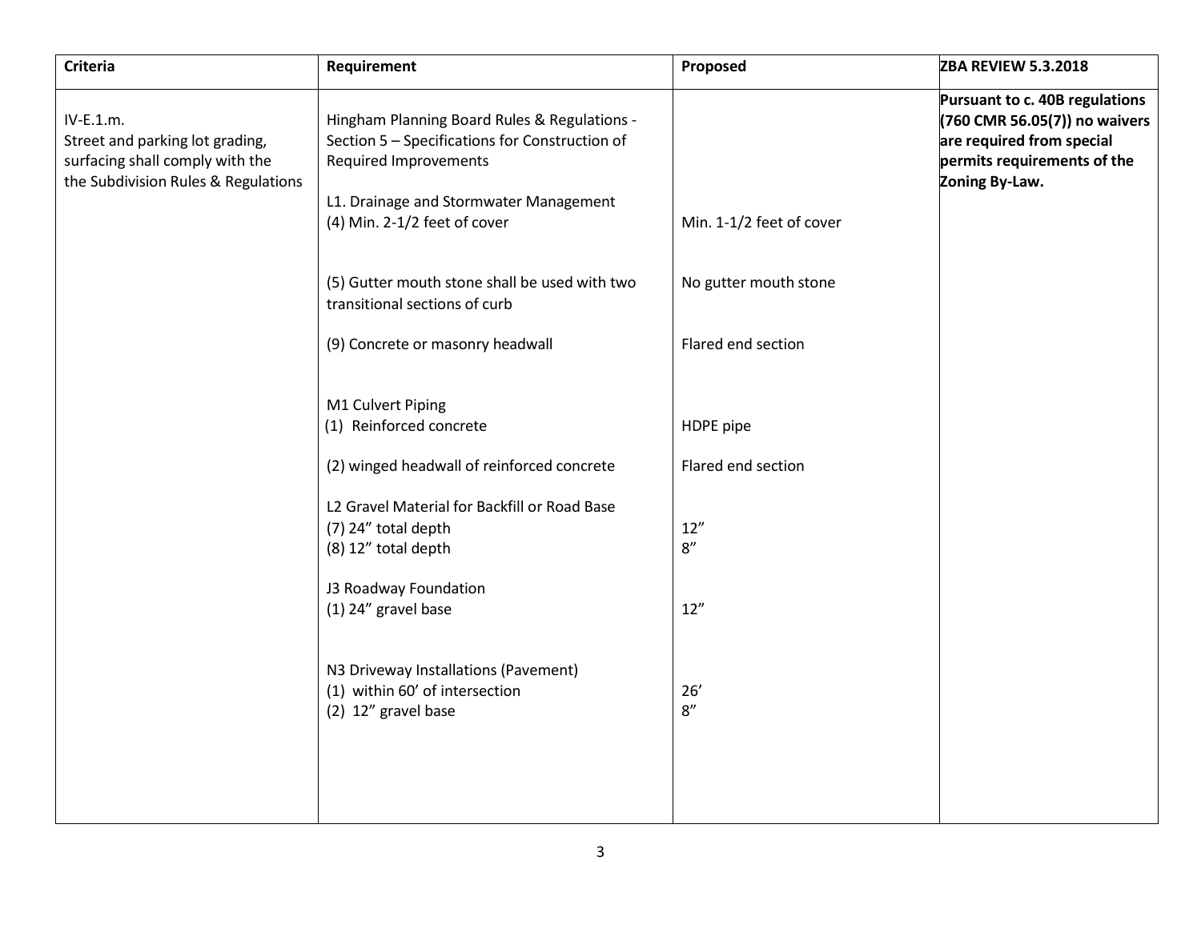| Criteria | Requirement | Proposed | ZBA REVIEW 5.3.2018 |
|---|---|---|---|
| IV-E.1.m.<br>Street and parking lot grading, surfacing shall comply with the the Subdivision Rules & Regulations | Hingham Planning Board Rules & Regulations - Section 5 – Specifications for Construction of Required Improvements | | **Pursuant to c. 40B regulations (760 CMR 56.05(7)) no waivers are required from special permits requirements of the Zoning By-Law.** |
| | L1. Drainage and Stormwater Management<br>(4) Min. 2-1/2 feet of cover | Min. 1-1/2 feet of cover | |
| | (5) Gutter mouth stone shall be used with two transitional sections of curb | No gutter mouth stone | |
| | (9) Concrete or masonry headwall | Flared end section | |
| | M1 Culvert Piping<br>(1) Reinforced concrete | HDPE pipe | |
| | (2) winged headwall of reinforced concrete | Flared end section | |
| | L2 Gravel Material for Backfill or Road Base<br>(7) 24" total depth<br>(8) 12" total depth | <br>12"<br>8" | |
| | J3 Roadway Foundation<br>(1) 24" gravel base | 12" | |
| | N3 Driveway Installations (Pavement)<br>(1) within 60' of intersection<br>(2) 12" gravel base | <br>26'<br>8" | |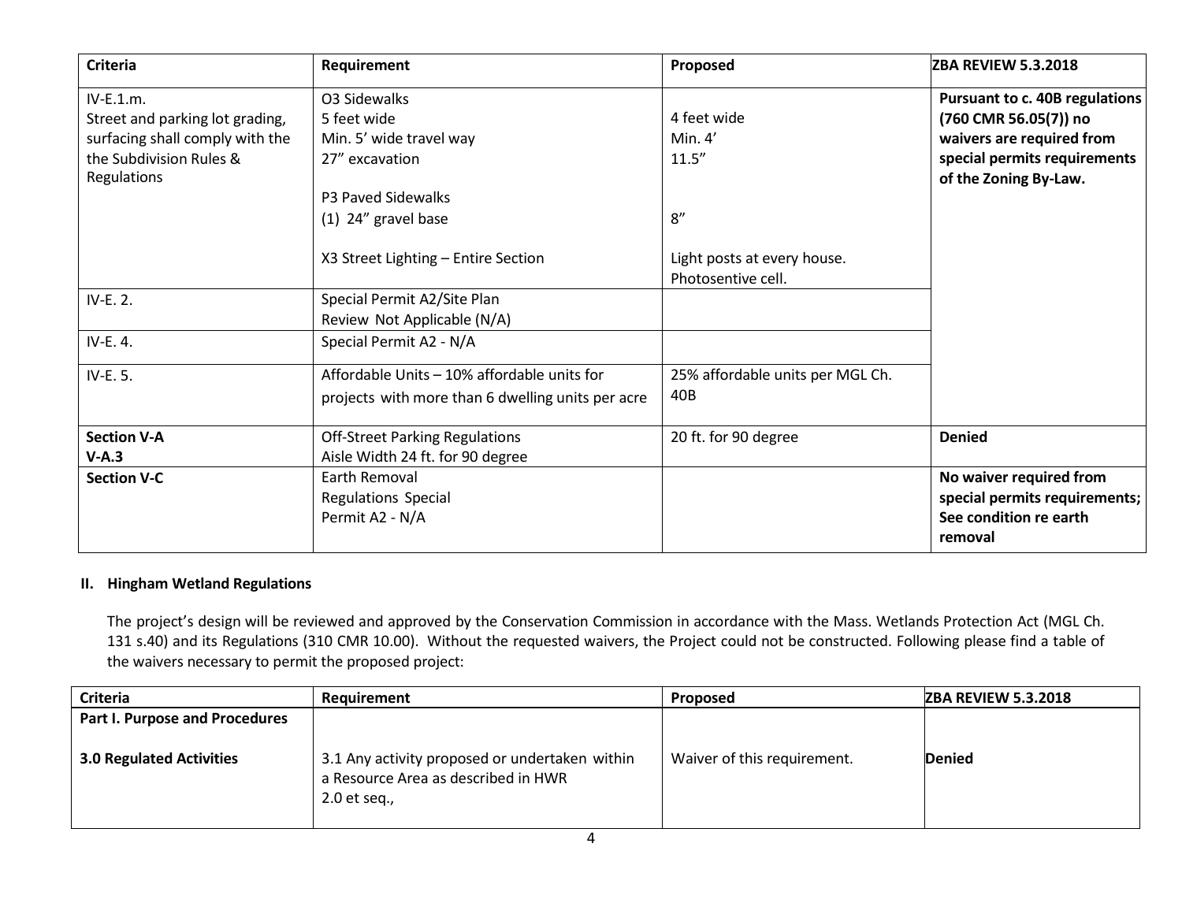| Criteria | Requirement | Proposed | ZBA REVIEW 5.3.2018 |
|---|---|---|---|
| IV-E.1.m.<br>Street and parking lot grading, surfacing shall comply with the Subdivision Rules & Regulations | O3 Sidewalks<br>5 feet wide<br>Min. 5' wide travel way<br>27" excavation<br><br>P3 Paved Sidewalks<br>(1) 24" gravel base<br><br>X3 Street Lighting – Entire Section | <br>4 feet wide<br>Min. 4'<br>11.5"<br><br><br>8"<br><br>Light posts at every house. Photosentive cell. | **Pursuant to c. 40B regulations (760 CMR 56.05(7)) no waivers are required from special permits requirements of the Zoning By-Law.** |
| IV-E. 2. | Special Permit A2/Site Plan Review Not Applicable (N/A) | | |
| IV-E. 4. | Special Permit A2 - N/A | | |
| IV-E. 5. | Affordable Units – 10% affordable units for projects with more than 6 dwelling units per acre | 25% affordable units per MGL Ch. 40B | |
| **Section V-A**<br>**V-A.3** | Off-Street Parking Regulations<br>Aisle Width 24 ft. for 90 degree | 20 ft. for 90 degree | **Denied** |
| **Section V-C** | Earth Removal<br>Regulations Special<br>Permit A2 - N/A | | **No waiver required from special permits requirements; See condition re earth removal** |

## II. Hingham Wetland Regulations

The project's design will be reviewed and approved by the Conservation Commission in accordance with the Mass. Wetlands Protection Act (MGL Ch. 131 s.40) and its Regulations (310 CMR 10.00). Without the requested waivers, the Project could not be constructed. Following please find a table of the waivers necessary to permit the proposed project:

| Criteria | Requirement | Proposed | ZBA REVIEW 5.3.2018 |
|---|---|---|---|
| **Part I. Purpose and Procedures**<br><br>**3.0 Regulated Activities** | <br><br>3.1 Any activity proposed or undertaken within a Resource Area as described in HWR 2.0 et seq., | <br><br>Waiver of this requirement. | <br><br>**Denied** |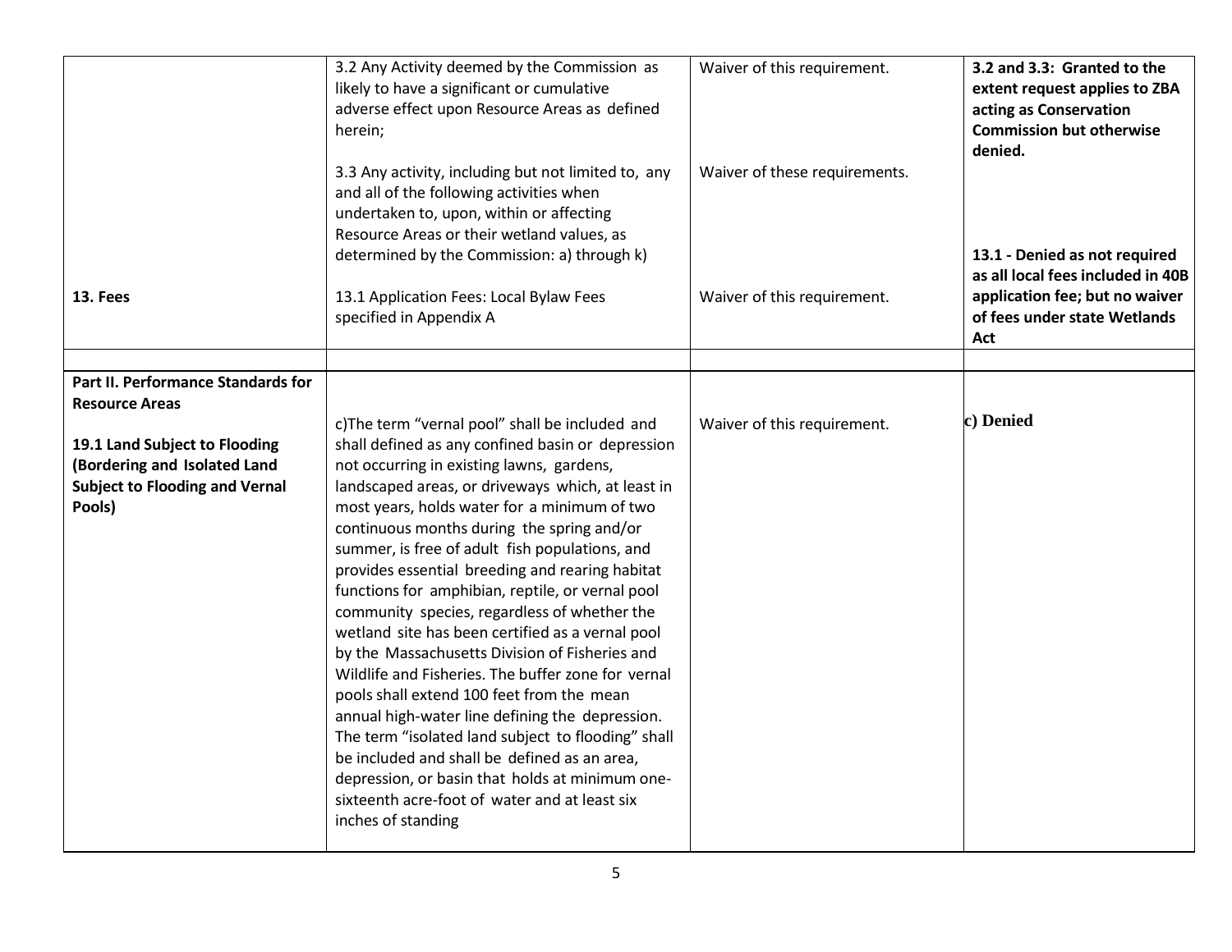| | | | |
|---|---|---|---|
| | 3.2 Any Activity deemed by the Commission as likely to have a significant or cumulative adverse effect upon Resource Areas as defined herein;<br><br>3.3 Any activity, including but not limited to, any and all of the following activities when undertaken to, upon, within or affecting Resource Areas or their wetland values, as determined by the Commission: a) through k) | Waiver of this requirement.<br><br>Waiver of these requirements. | **3.2 and 3.3: Granted to the extent request applies to ZBA acting as Conservation Commission but otherwise denied.** |
| **13. Fees** | 13.1 Application Fees: Local Bylaw Fees specified in Appendix A | Waiver of this requirement. | **13.1 - Denied as not required as all local fees included in 40B application fee; but no waiver of fees under state Wetlands Act** |
| | | | |
| **Part II. Performance Standards for Resource Areas**<br><br>**19.1 Land Subject to Flooding (Bordering and Isolated Land Subject to Flooding and Vernal Pools)** | c)The term "vernal pool" shall be included and shall defined as any confined basin or depression not occurring in existing lawns, gardens, landscaped areas, or driveways which, at least in most years, holds water for a minimum of two continuous months during the spring and/or summer, is free of adult fish populations, and provides essential breeding and rearing habitat functions for amphibian, reptile, or vernal pool community species, regardless of whether the wetland site has been certified as a vernal pool by the Massachusetts Division of Fisheries and Wildlife and Fisheries. The buffer zone for vernal pools shall extend 100 feet from the mean annual high-water line defining the depression. The term "isolated land subject to flooding" shall be included and shall be defined as an area, depression, or basin that holds at minimum one-sixteenth acre-foot of water and at least six inches of standing | Waiver of this requirement. | **c) Denied** |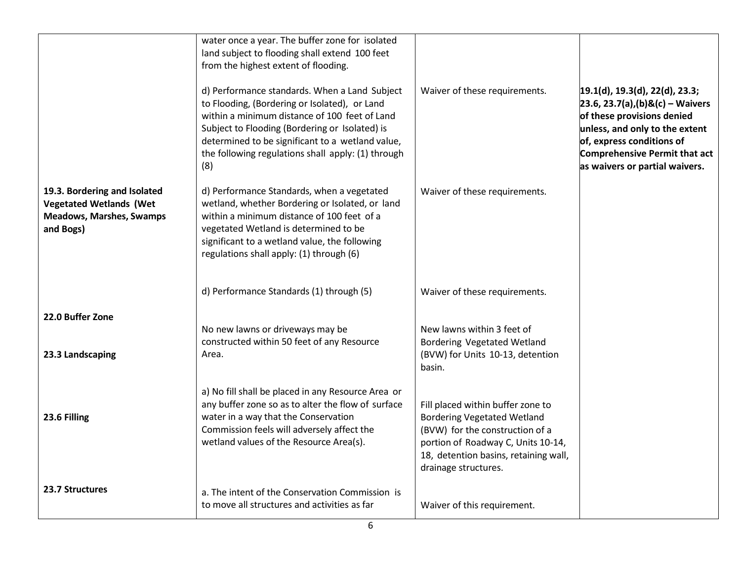| | | | |
|---|---|---|---|
| | water once a year. The buffer zone for isolated land subject to flooding shall extend 100 feet from the highest extent of flooding. | | |
| | d) Performance standards. When a Land Subject to Flooding, (Bordering or Isolated), or Land within a minimum distance of 100 feet of Land Subject to Flooding (Bordering or Isolated) is determined to be significant to a wetland value, the following regulations shall apply: (1) through (8) | Waiver of these requirements. | **19.1(d), 19.3(d), 22(d), 23.3; 23.6, 23.7(a),(b)&(c) – Waivers of these provisions denied unless, and only to the extent of, express conditions of Comprehensive Permit that act as waivers or partial waivers.** |
| **19.3. Bordering and Isolated Vegetated Wetlands (Wet Meadows, Marshes, Swamps and Bogs)** | d) Performance Standards, when a vegetated wetland, whether Bordering or Isolated, or land within a minimum distance of 100 feet of a vegetated Wetland is determined to be significant to a wetland value, the following regulations shall apply: (1) through (6) | Waiver of these requirements. | |
| **22.0 Buffer Zone** | d) Performance Standards (1) through (5) | Waiver of these requirements. | |
| **23.3 Landscaping** | No new lawns or driveways may be constructed within 50 feet of any Resource Area. | New lawns within 3 feet of Bordering Vegetated Wetland (BVW) for Units 10-13, detention basin. | |
| **23.6 Filling** | a) No fill shall be placed in any Resource Area or any buffer zone so as to alter the flow of surface water in a way that the Conservation Commission feels will adversely affect the wetland values of the Resource Area(s). | Fill placed within buffer zone to Bordering Vegetated Wetland (BVW) for the construction of a portion of Roadway C, Units 10-14, 18, detention basins, retaining wall, drainage structures. | |
| **23.7 Structures** | a. The intent of the Conservation Commission is to move all structures and activities as far | Waiver of this requirement. | |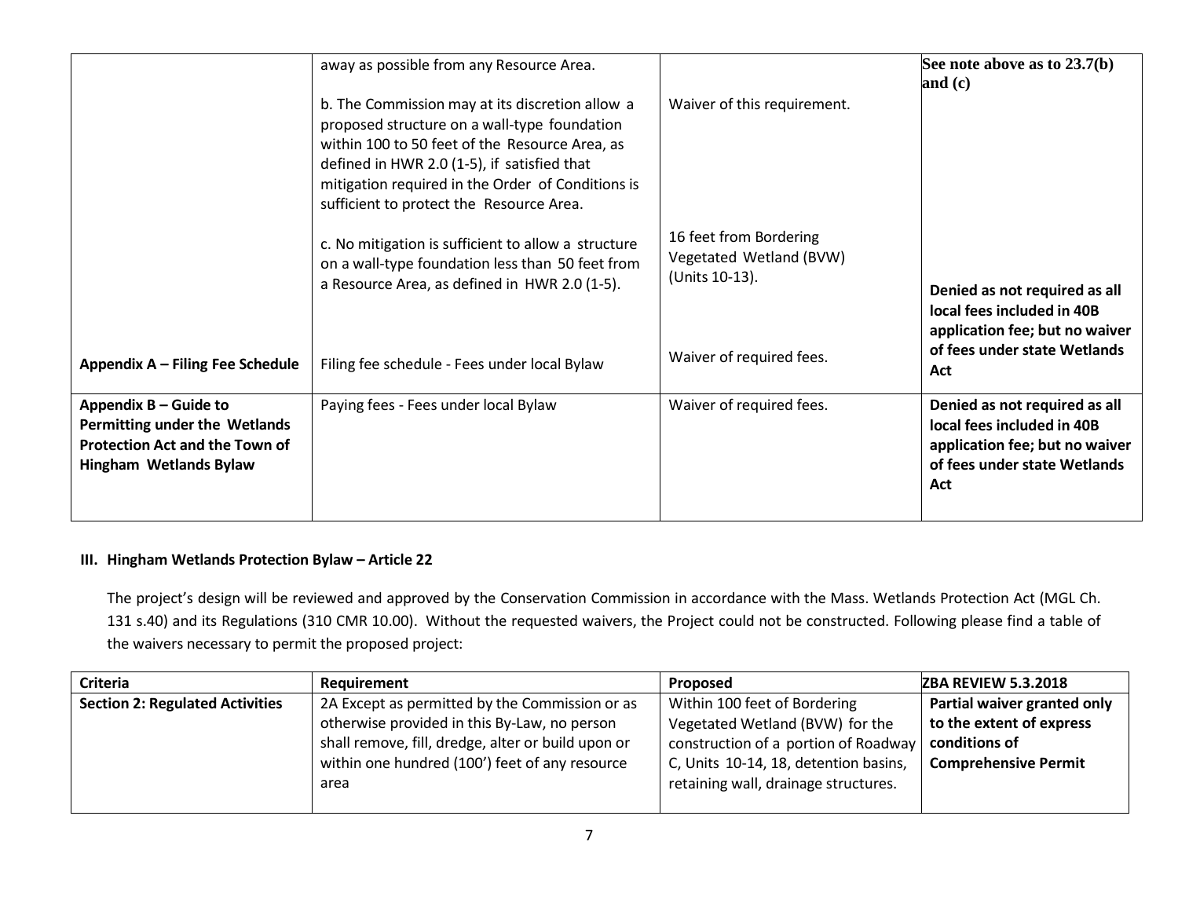| | | | |
|---|---|---|---|
| | away as possible from any Resource Area.<br><br>b. The Commission may at its discretion allow a proposed structure on a wall-type foundation within 100 to 50 feet of the Resource Area, as defined in HWR 2.0 (1-5), if satisfied that mitigation required in the Order of Conditions is sufficient to protect the Resource Area.<br><br>c. No mitigation is sufficient to allow a structure on a wall-type foundation less than 50 feet from a Resource Area, as defined in HWR 2.0 (1-5). | <br><br>Waiver of this requirement.<br><br><br><br>16 feet from Bordering Vegetated Wetland (BVW) (Units 10-13). | **See note above as to 23.7(b) and (c)** |
| **Appendix A – Filing Fee Schedule** | Filing fee schedule - Fees under local Bylaw | Waiver of required fees. | **Denied as not required as all local fees included in 40B application fee; but no waiver of fees under state Wetlands Act** |
| **Appendix B – Guide to Permitting under the Wetlands Protection Act and the Town of Hingham Wetlands Bylaw** | Paying fees - Fees under local Bylaw | Waiver of required fees. | **Denied as not required as all local fees included in 40B application fee; but no waiver of fees under state Wetlands Act** |

### III. Hingham Wetlands Protection Bylaw – Article 22

The project's design will be reviewed and approved by the Conservation Commission in accordance with the Mass. Wetlands Protection Act (MGL Ch. 131 s.40) and its Regulations (310 CMR 10.00). Without the requested waivers, the Project could not be constructed. Following please find a table of the waivers necessary to permit the proposed project:

| Criteria | Requirement | Proposed | ZBA REVIEW 5.3.2018 |
|---|---|---|---|
| **Section 2: Regulated Activities** | 2A Except as permitted by the Commission or as otherwise provided in this By-Law, no person shall remove, fill, dredge, alter or build upon or within one hundred (100') feet of any resource area | Within 100 feet of Bordering Vegetated Wetland (BVW) for the construction of a portion of Roadway C, Units 10-14, 18, detention basins, retaining wall, drainage structures. | **Partial waiver granted only to the extent of express conditions of Comprehensive Permit** |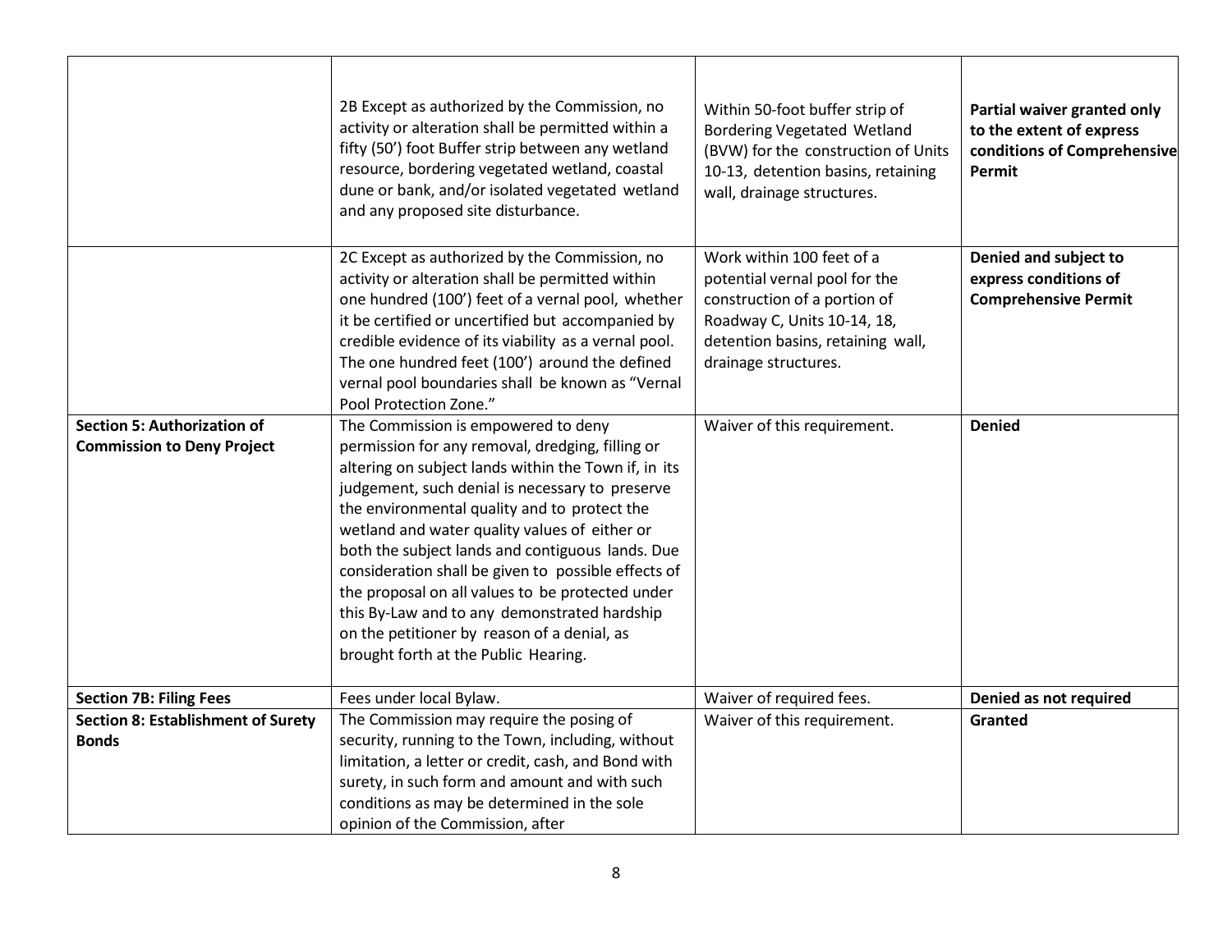| | | | |
|---|---|---|---|
| | 2B Except as authorized by the Commission, no activity or alteration shall be permitted within a fifty (50') foot Buffer strip between any wetland resource, bordering vegetated wetland, coastal dune or bank, and/or isolated vegetated wetland and any proposed site disturbance. | Within 50-foot buffer strip of Bordering Vegetated Wetland (BVW) for the construction of Units 10-13, detention basins, retaining wall, drainage structures. | **Partial waiver granted only to the extent of express conditions of Comprehensive Permit** |
| | 2C Except as authorized by the Commission, no activity or alteration shall be permitted within one hundred (100') feet of a vernal pool, whether it be certified or uncertified but accompanied by credible evidence of its viability as a vernal pool. The one hundred feet (100') around the defined vernal pool boundaries shall be known as "Vernal Pool Protection Zone." | Work within 100 feet of a potential vernal pool for the construction of a portion of Roadway C, Units 10-14, 18, detention basins, retaining wall, drainage structures. | **Denied and subject to express conditions of Comprehensive Permit** |
| **Section 5: Authorization of Commission to Deny Project** | The Commission is empowered to deny permission for any removal, dredging, filling or altering on subject lands within the Town if, in its judgement, such denial is necessary to preserve the environmental quality and to protect the wetland and water quality values of either or both the subject lands and contiguous lands. Due consideration shall be given to possible effects of the proposal on all values to be protected under this By-Law and to any demonstrated hardship on the petitioner by reason of a denial, as brought forth at the Public Hearing. | Waiver of this requirement. | **Denied** |
| **Section 7B: Filing Fees** | Fees under local Bylaw. | Waiver of required fees. | **Denied as not required** |
| **Section 8: Establishment of Surety Bonds** | The Commission may require the posing of security, running to the Town, including, without limitation, a letter or credit, cash, and Bond with surety, in such form and amount and with such conditions as may be determined in the sole opinion of the Commission, after | Waiver of this requirement. | **Granted** |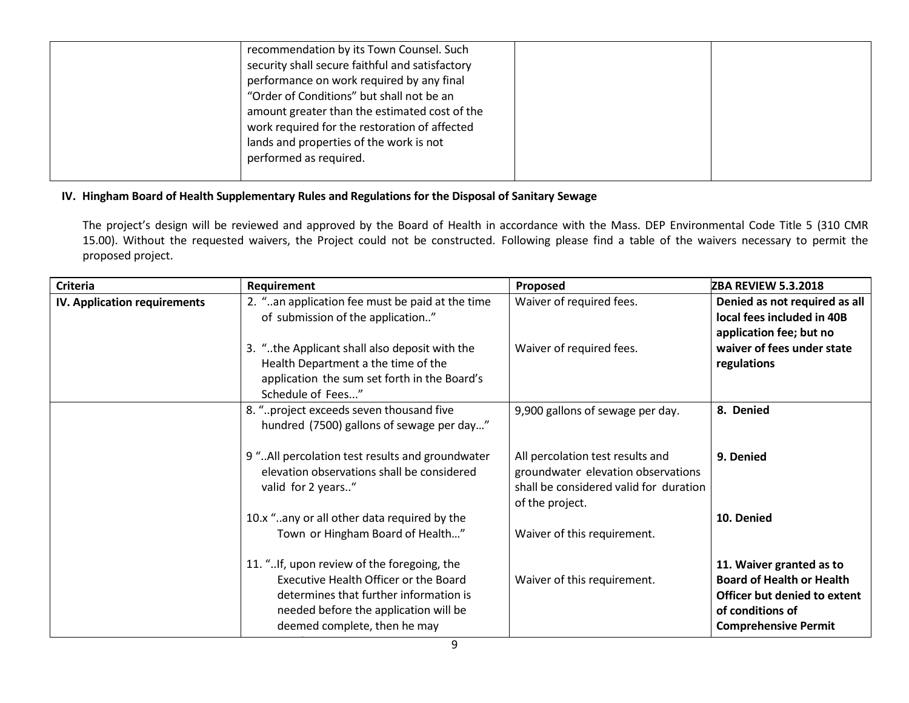| | recommendation by its Town Counsel. Such security shall secure faithful and satisfactory performance on work required by any final "Order of Conditions" but shall not be an amount greater than the estimated cost of the work required for the restoration of affected lands and properties of the work is not performed as required. | | |
|---|---|---|---|

**IV. Hingham Board of Health Supplementary Rules and Regulations for the Disposal of Sanitary Sewage**

The project's design will be reviewed and approved by the Board of Health in accordance with the Mass. DEP Environmental Code Title 5 (310 CMR 15.00). Without the requested waivers, the Project could not be constructed. Following please find a table of the waivers necessary to permit the proposed project.

| Criteria | Requirement | Proposed | ZBA REVIEW 5.3.2018 |
|---|---|---|---|
| **IV. Application requirements** | 2. "..an application fee must be paid at the time of submission of the application.."<br><br>3. "..the Applicant shall also deposit with the Health Department a the time of the application the sum set forth in the Board's Schedule of Fees..." | Waiver of required fees.<br><br>Waiver of required fees. | **Denied as not required as all local fees included in 40B application fee; but no waiver of fees under state regulations** |
| | 8. "..project exceeds seven thousand five hundred (7500) gallons of sewage per day…"<br><br>9 "..All percolation test results and groundwater elevation observations shall be considered valid for 2 years.."<br><br>10.x "..any or all other data required by the Town or Hingham Board of Health…"<br><br>11. "..If, upon review of the foregoing, the Executive Health Officer or the Board determines that further information is needed before the application will be deemed complete, then he may | 9,900 gallons of sewage per day.<br><br>All percolation test results and groundwater elevation observations shall be considered valid for duration of the project.<br><br>Waiver of this requirement.<br><br>Waiver of this requirement. | **8. Denied**<br><br>**9. Denied**<br><br>**10. Denied**<br><br>**11. Waiver granted as to Board of Health or Health Officer but denied to extent of conditions of Comprehensive Permit** |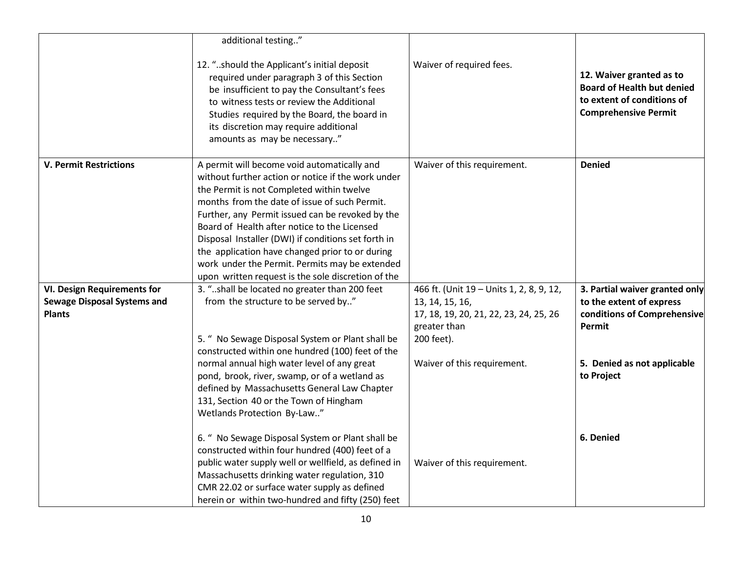| | | | |
|---|---|---|---|
| | additional testing.."<br><br>12. "..should the Applicant's initial deposit required under paragraph 3 of this Section be insufficient to pay the Consultant's fees to witness tests or review the Additional Studies required by the Board, the board in its discretion may require additional amounts as may be necessary.." | Waiver of required fees. | **12. Waiver granted as to Board of Health but denied to extent of conditions of Comprehensive Permit** |
| **V. Permit Restrictions** | A permit will become void automatically and without further action or notice if the work under the Permit is not Completed within twelve months from the date of issue of such Permit. Further, any Permit issued can be revoked by the Board of Health after notice to the Licensed Disposal Installer (DWI) if conditions set forth in the application have changed prior to or during work under the Permit. Permits may be extended upon written request is the sole discretion of the | Waiver of this requirement. | **Denied** |
| **VI. Design Requirements for Sewage Disposal Systems and Plants** | 3. "..shall be located no greater than 200 feet from the structure to be served by.."<br><br>5. " No Sewage Disposal System or Plant shall be constructed within one hundred (100) feet of the normal annual high water level of any great pond, brook, river, swamp, or of a wetland as defined by Massachusetts General Law Chapter 131, Section 40 or the Town of Hingham Wetlands Protection By-Law.."<br><br>6. " No Sewage Disposal System or Plant shall be constructed within four hundred (400) feet of a public water supply well or wellfield, as defined in Massachusetts drinking water regulation, 310 CMR 22.02 or surface water supply as defined herein or within two-hundred and fifty (250) feet | 466 ft. (Unit 19 – Units 1, 2, 8, 9, 12, 13, 14, 15, 16, 17, 18, 19, 20, 21, 22, 23, 24, 25, 26 greater than 200 feet).<br><br>Waiver of this requirement.<br><br>Waiver of this requirement. | **3. Partial waiver granted only to the extent of express conditions of Comprehensive Permit**<br><br>**5. Denied as not applicable to Project**<br><br>**6. Denied** |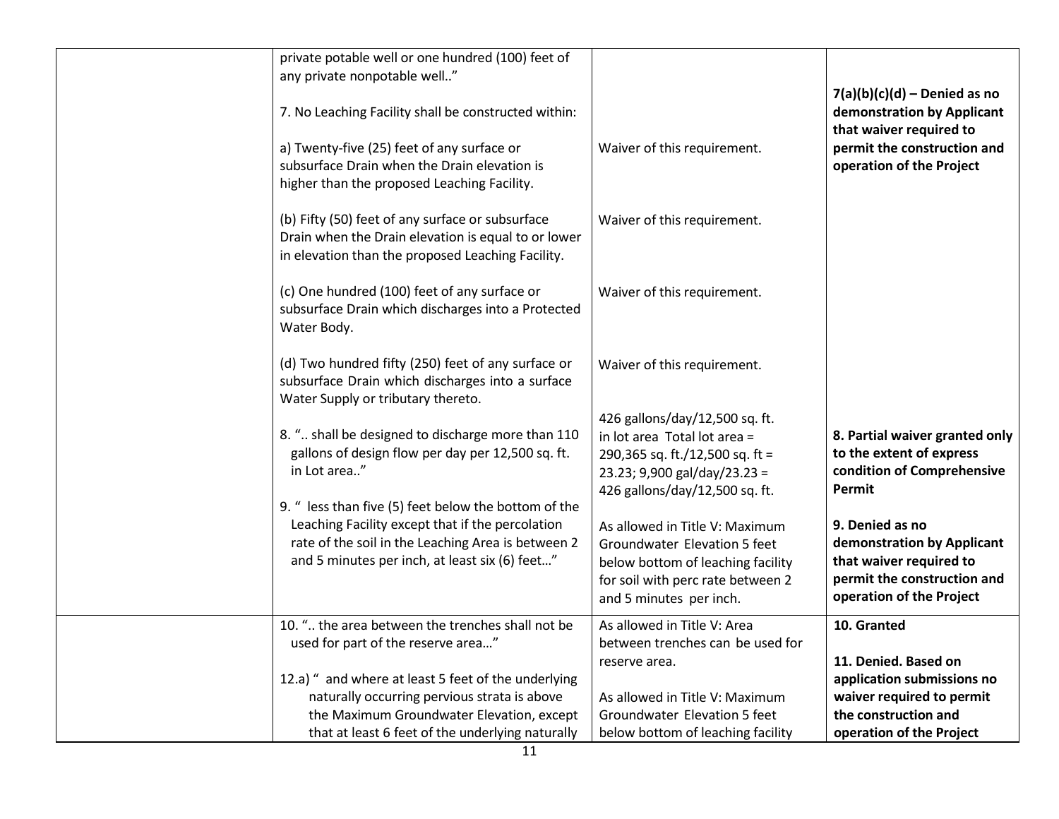| | | | |
|---|---|---|---|
| | private potable well or one hundred (100) feet of any private nonpotable well.."<br><br>7. No Leaching Facility shall be constructed within:<br><br>a) Twenty-five (25) feet of any surface or subsurface Drain when the Drain elevation is higher than the proposed Leaching Facility.<br><br>(b) Fifty (50) feet of any surface or subsurface Drain when the Drain elevation is equal to or lower in elevation than the proposed Leaching Facility.<br><br>(c) One hundred (100) feet of any surface or subsurface Drain which discharges into a Protected Water Body.<br><br>(d) Two hundred fifty (250) feet of any surface or subsurface Drain which discharges into a surface Water Supply or tributary thereto.<br><br>8. ".. shall be designed to discharge more than 110 gallons of design flow per day per 12,500 sq. ft. in Lot area.."<br><br>9. " less than five (5) feet below the bottom of the Leaching Facility except that if the percolation rate of the soil in the Leaching Area is between 2 and 5 minutes per inch, at least six (6) feet…" | <br><br><br><br>Waiver of this requirement.<br><br>Waiver of this requirement.<br><br>Waiver of this requirement.<br><br>Waiver of this requirement.<br><br>426 gallons/day/12,500 sq. ft. in lot area Total lot area = 290,365 sq. ft./12,500 sq. ft = 23.23; 9,900 gal/day/23.23 = 426 gallons/day/12,500 sq. ft.<br><br>As allowed in Title V: Maximum Groundwater Elevation 5 feet below bottom of leaching facility for soil with perc rate between 2 and 5 minutes per inch. | **7(a)(b)(c)(d) – Denied as no demonstration by Applicant that waiver required to permit the construction and operation of the Project**<br><br>**8. Partial waiver granted only to the extent of express condition of Comprehensive Permit**<br><br>**9. Denied as no demonstration by Applicant that waiver required to permit the construction and operation of the Project** |
| | 10. ".. the area between the trenches shall not be used for part of the reserve area…"<br><br>12.a) " and where at least 5 feet of the underlying naturally occurring pervious strata is above the Maximum Groundwater Elevation, except that at least 6 feet of the underlying naturally | As allowed in Title V: Area between trenches can be used for reserve area.<br><br>As allowed in Title V: Maximum Groundwater Elevation 5 feet below bottom of leaching facility | **10. Granted**<br><br>**11. Denied. Based on application submissions no waiver required to permit the construction and operation of the Project** |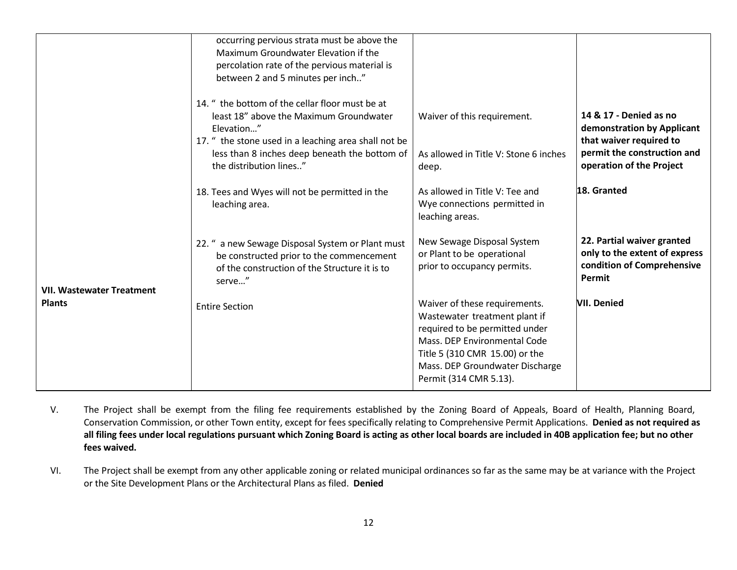| | | | |
|---|---|---|---|
| | occurring pervious strata must be above the Maximum Groundwater Elevation if the percolation rate of the pervious material is between 2 and 5 minutes per inch.." | | |
| | 14. " the bottom of the cellar floor must be at least 18" above the Maximum Groundwater Elevation…" | Waiver of this requirement. | **14 & 17 - Denied as no demonstration by Applicant that waiver required to permit the construction and operation of the Project** |
| | 17. " the stone used in a leaching area shall not be less than 8 inches deep beneath the bottom of the distribution lines.." | As allowed in Title V: Stone 6 inches deep. | |
| | 18. Tees and Wyes will not be permitted in the leaching area. | As allowed in Title V: Tee and Wye connections permitted in leaching areas. | **18. Granted** |
| | 22. " a new Sewage Disposal System or Plant must be constructed prior to the commencement of the construction of the Structure it is to serve…" | New Sewage Disposal System or Plant to be operational prior to occupancy permits. | **22. Partial waiver granted only to the extent of express condition of Comprehensive Permit** |
| **VII. Wastewater Treatment Plants** | Entire Section | Waiver of these requirements. Wastewater treatment plant if required to be permitted under Mass. DEP Environmental Code Title 5 (310 CMR 15.00) or the Mass. DEP Groundwater Discharge Permit (314 CMR 5.13). | **VII. Denied** |

V. The Project shall be exempt from the filing fee requirements established by the Zoning Board of Appeals, Board of Health, Planning Board, Conservation Commission, or other Town entity, except for fees specifically relating to Comprehensive Permit Applications. **Denied as not required as all filing fees under local regulations pursuant which Zoning Board is acting as other local boards are included in 40B application fee; but no other fees waived.**

VI. The Project shall be exempt from any other applicable zoning or related municipal ordinances so far as the same may be at variance with the Project or the Site Development Plans or the Architectural Plans as filed. **Denied**